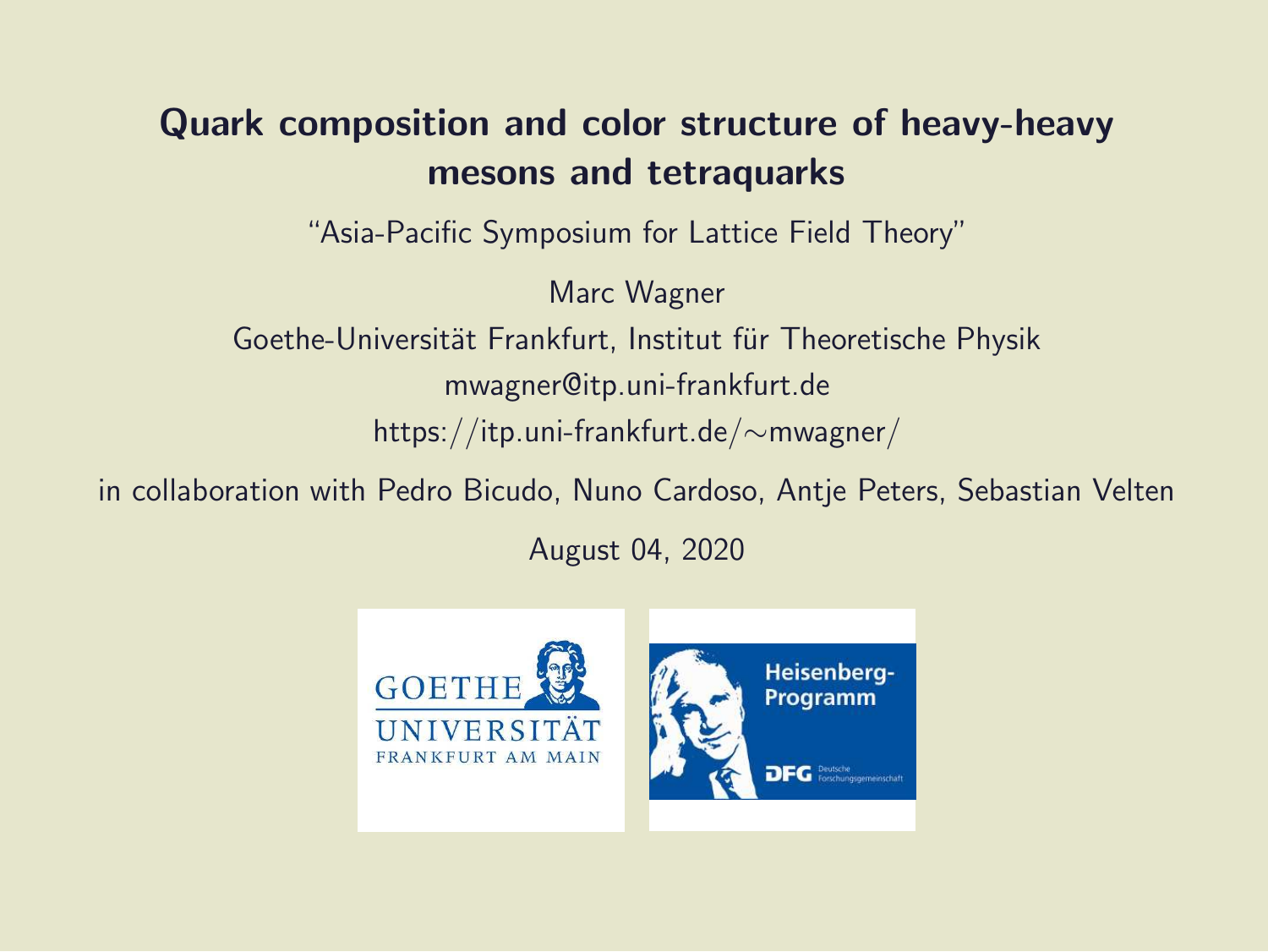# Quark composition and color structure of heavy-heavy mesons and tetraquarks

"Asia-Pacific Symposium for Lattice Field Theory"

Marc Wagner

Goethe-Universität Frankfurt, Institut für Theoretische Physik

mwagner@itp.uni-frankfurt.de

https://itp.uni-frankfurt.de/∼mwagner/

in collaboration with Pedro Bicudo, Nuno Cardoso, Antje Peters, Sebastian Velten

August 04, 2020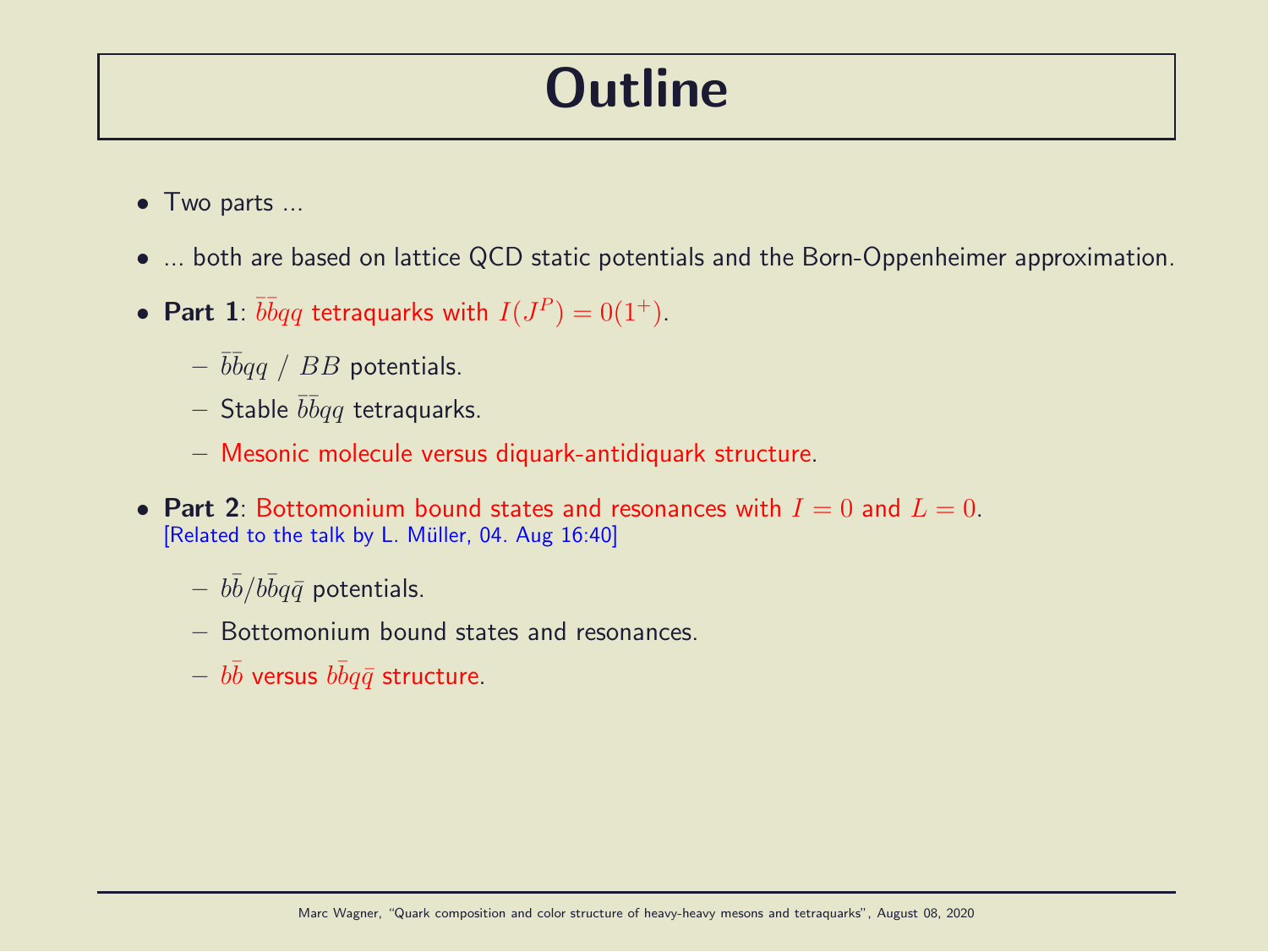# Outline

- Two parts ...
- ... both are based on lattice QCD static potentials and the Born-Oppenheimer approximation.
- **Part 1**: $\bar{b}\bar{b}qq$ tetraquarks with $I(J^P) = 0(1^+)$.
  - $\bar{b}\bar{b}qq$ / $BB$ potentials.
  - Stable $\bar{b}\bar{b}qq$ tetraquarks.
  - Mesonic molecule versus diquark-antidiquark structure.
- **Part 2**: Bottomonium bound states and resonances with $I = 0$ and $L = 0$.
  [Related to the talk by L. Müller, 04. Aug 16:40]
  - $b\bar{b}/b\bar{b}q\bar{q}$ potentials.
  - Bottomonium bound states and resonances.
  - $b\bar{b}$ versus $b\bar{b}q\bar{q}$ structure.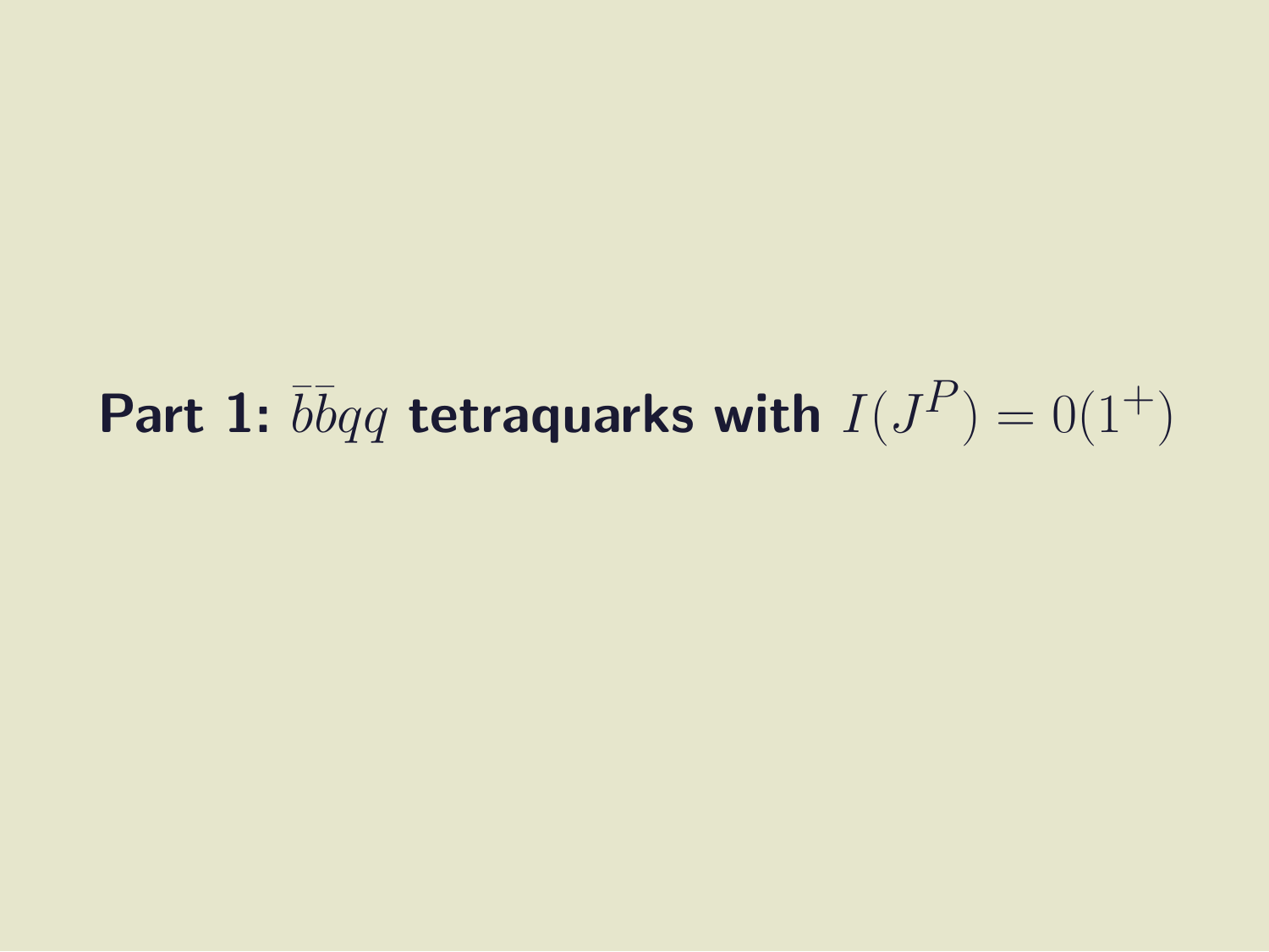# Part 1: $\bar{b}\bar{b}qq$ tetraquarks with $I(J^P) = 0(1^+)$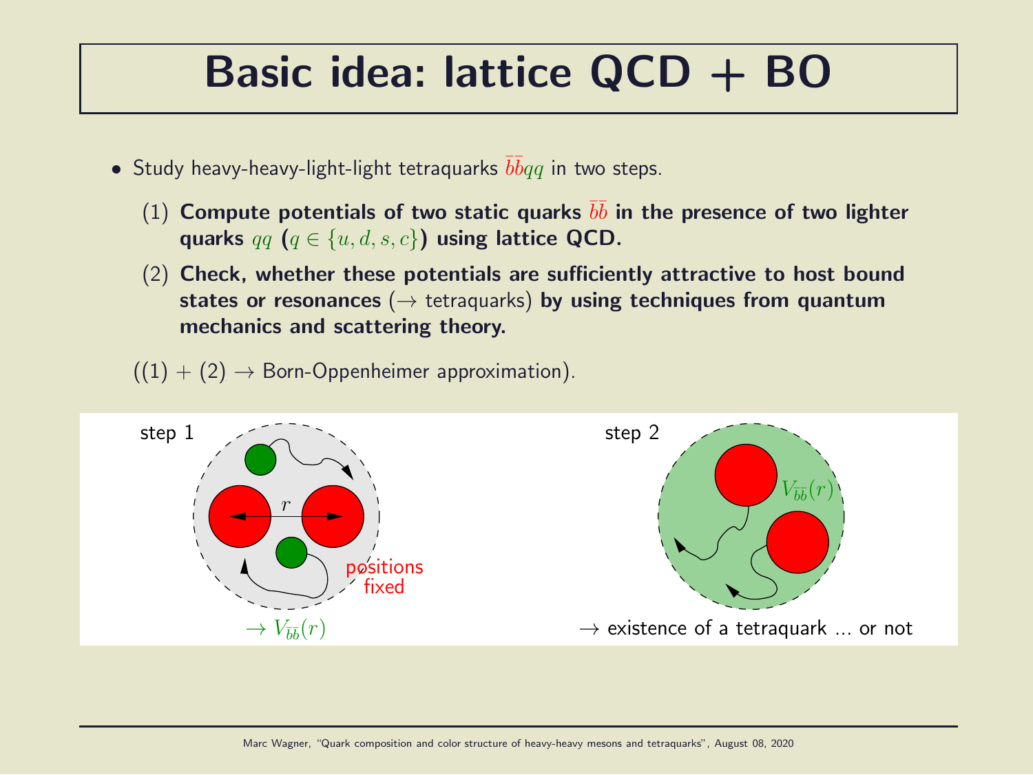# Basic idea: lattice QCD + BO

- Study heavy-heavy-light-light tetraquarks $\bar{b}\bar{b}qq$ in two steps.

  (1) **Compute potentials of two static quarks $\bar{b}\bar{b}$ in the presence of two lighter quarks $qq$ ($q \in \{u, d, s, c\}$) using lattice QCD.**

  (2) **Check, whether these potentials are sufficiently attractive to host bound states or resonances** (→ tetraquarks) **by using techniques from quantum mechanics and scattering theory.**

  ((1) + (2) → Born-Oppenheimer approximation).

step 1

$r$

positions fixed

$\rightarrow V_{\bar{b}\bar{b}}(r)$

step 2

$V_{\bar{b}\bar{b}}(r)$

→ existence of a tetraquark ... or not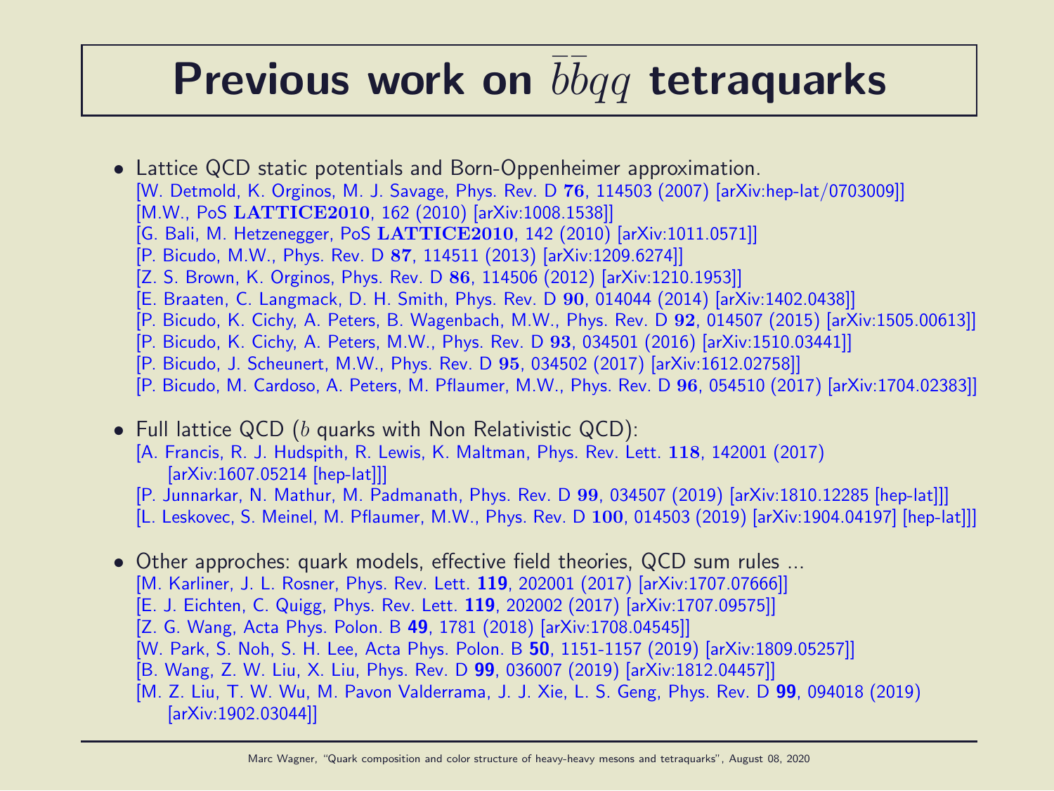# Previous work on $\bar{b}\bar{b}qq$ tetraquarks

- Lattice QCD static potentials and Born-Oppenheimer approximation.
  [W. Detmold, K. Orginos, M. J. Savage, Phys. Rev. D **76**, 114503 (2007) [arXiv:hep-lat/0703009]]
  [M.W., PoS **LATTICE2010**, 162 (2010) [arXiv:1008.1538]]
  [G. Bali, M. Hetzenegger, PoS **LATTICE2010**, 142 (2010) [arXiv:1011.0571]]
  [P. Bicudo, M.W., Phys. Rev. D **87**, 114511 (2013) [arXiv:1209.6274]]
  [Z. S. Brown, K. Orginos, Phys. Rev. D **86**, 114506 (2012) [arXiv:1210.1953]]
  [E. Braaten, C. Langmack, D. H. Smith, Phys. Rev. D **90**, 014044 (2014) [arXiv:1402.0438]]
  [P. Bicudo, K. Cichy, A. Peters, B. Wagenbach, M.W., Phys. Rev. D **92**, 014507 (2015) [arXiv:1505.00613]]
  [P. Bicudo, K. Cichy, A. Peters, M.W., Phys. Rev. D **93**, 034501 (2016) [arXiv:1510.03441]]
  [P. Bicudo, J. Scheunert, M.W., Phys. Rev. D **95**, 034502 (2017) [arXiv:1612.02758]]
  [P. Bicudo, M. Cardoso, A. Peters, M. Pflaumer, M.W., Phys. Rev. D **96**, 054510 (2017) [arXiv:1704.02383]]

- Full lattice QCD ($b$ quarks with Non Relativistic QCD):
  [A. Francis, R. J. Hudspith, R. Lewis, K. Maltman, Phys. Rev. Lett. **118**, 142001 (2017) [arXiv:1607.05214 [hep-lat]]]
  [P. Junnarkar, N. Mathur, M. Padmanath, Phys. Rev. D **99**, 034507 (2019) [arXiv:1810.12285 [hep-lat]]]
  [L. Leskovec, S. Meinel, M. Pflaumer, M.W., Phys. Rev. D **100**, 014503 (2019) [arXiv:1904.04197] [hep-lat]]]

- Other approches: quark models, effective field theories, QCD sum rules ...
  [M. Karliner, J. L. Rosner, Phys. Rev. Lett. **119**, 202001 (2017) [arXiv:1707.07666]]
  [E. J. Eichten, C. Quigg, Phys. Rev. Lett. **119**, 202002 (2017) [arXiv:1707.09575]]
  [Z. G. Wang, Acta Phys. Polon. B **49**, 1781 (2018) [arXiv:1708.04545]]
  [W. Park, S. Noh, S. H. Lee, Acta Phys. Polon. B **50**, 1151-1157 (2019) [arXiv:1809.05257]]
  [B. Wang, Z. W. Liu, X. Liu, Phys. Rev. D **99**, 036007 (2019) [arXiv:1812.04457]]
  [M. Z. Liu, T. W. Wu, M. Pavon Valderrama, J. J. Xie, L. S. Geng, Phys. Rev. D **99**, 094018 (2019) [arXiv:1902.03044]]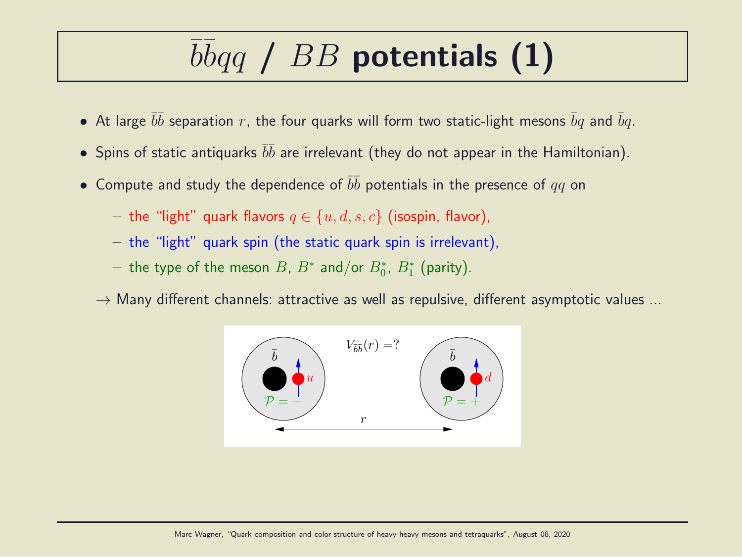# $\bar{b}\bar{b}qq$ / $BB$ potentials (1)

- At large $\bar{b}\bar{b}$ separation $r$, the four quarks will form two static-light mesons $\bar{b}q$ and $\bar{b}q$.
- Spins of static antiquarks $\bar{b}\bar{b}$ are irrelevant (they do not appear in the Hamiltonian).
- Compute and study the dependence of $\bar{b}\bar{b}$ potentials in the presence of $qq$ on
  - the "light" quark flavors $q \in \{u, d, s, c\}$ (isospin, flavor),
  - the "light" quark spin (the static quark spin is irrelevant),
  - the type of the meson $B$, $B^*$ and/or $B_0^*$, $B_1^*$ (parity).

$\rightarrow$ Many different channels: attractive as well as repulsive, different asymptotic values ...

$\bar{b}$ $u$ $\mathcal{P} = -$ $V_{\bar{b}\bar{b}}(r) = ?$ $\bar{b}$ $d$ $\mathcal{P} = +$ $r$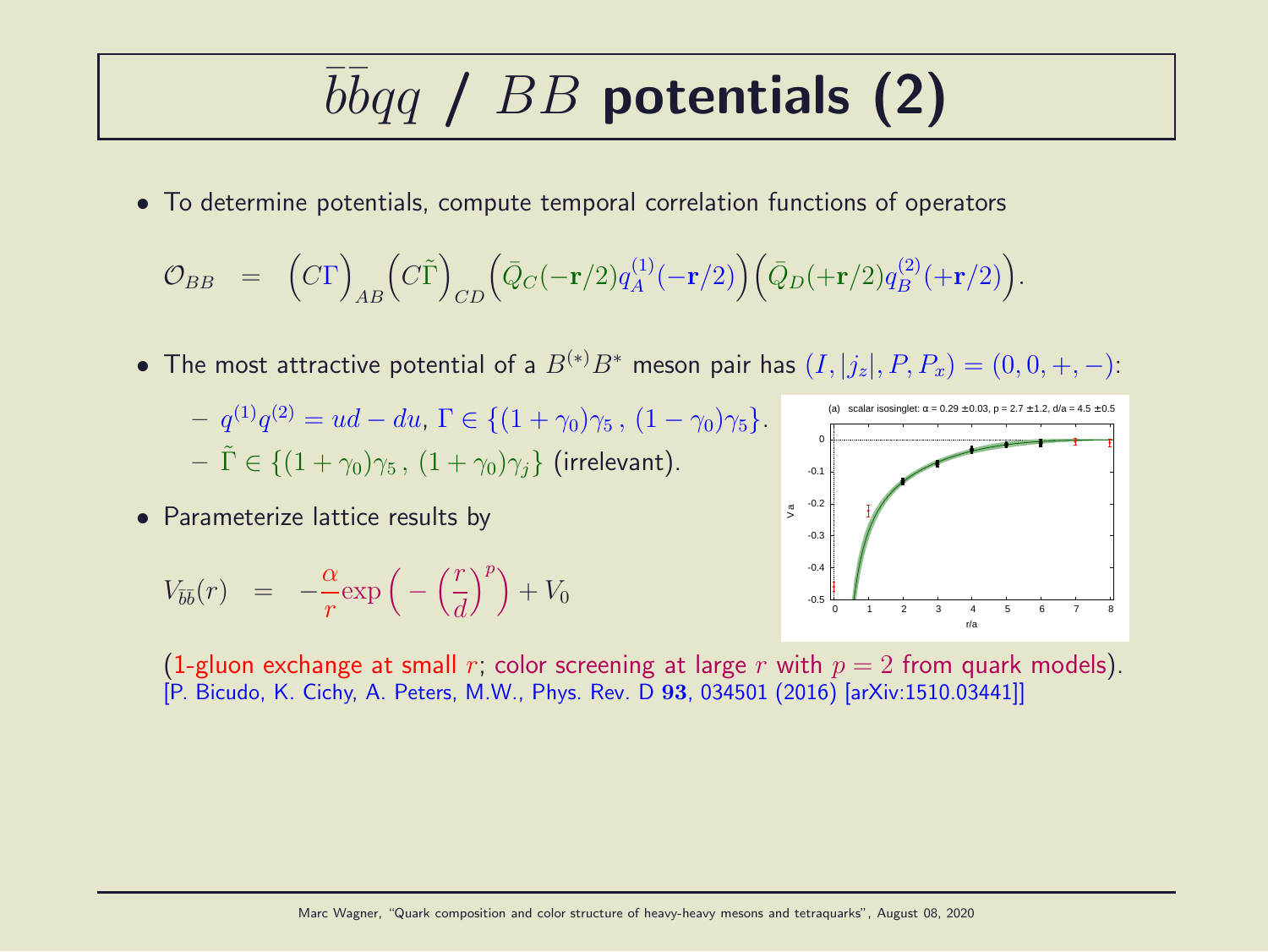# $\bar{b}\bar{b}qq$ / $BB$ potentials (2)

- To determine potentials, compute temporal correlation functions of operators

$$\mathcal{O}_{BB} \;\; = \;\; \Big(C\Gamma\Big)_{AB}\Big(C\tilde{\Gamma}\Big)_{CD}\Big(\bar{Q}_C(-\mathbf{r}/2)q_A^{(1)}(-\mathbf{r}/2)\Big)\Big(\bar{Q}_D(+\mathbf{r}/2)q_B^{(2)}(+\mathbf{r}/2)\Big).$$

- The most attractive potential of a $B^{(*)}B^*$ meson pair has $(I, |j_z|, P, P_x) = (0, 0, +, -)$:
  - $q^{(1)}q^{(2)} = ud - du$, $\Gamma \in \{(1+\gamma_0)\gamma_5\,,\,(1-\gamma_0)\gamma_5\}$.
  - $\tilde{\Gamma} \in \{(1+\gamma_0)\gamma_5\,,\,(1+\gamma_0)\gamma_j\}$ (irrelevant).

- Parameterize lattice results by

$$V_{\bar{b}\bar{b}}(r) \;\; = \;\; -\frac{\alpha}{r}\exp\Big(-\Big(\frac{r}{d}\Big)^p\Big) + V_0$$

(1-gluon exchange at small $r$; color screening at large $r$ with $p = 2$ from quark models).
[P. Bicudo, K. Cichy, A. Peters, M.W., Phys. Rev. D **93**, 034501 (2016) [arXiv:1510.03441]]

(a) scalar isosinglet: $\alpha = 0.29 \pm 0.03$, $p = 2.7 \pm 1.2$, $d/a = 4.5 \pm 0.5$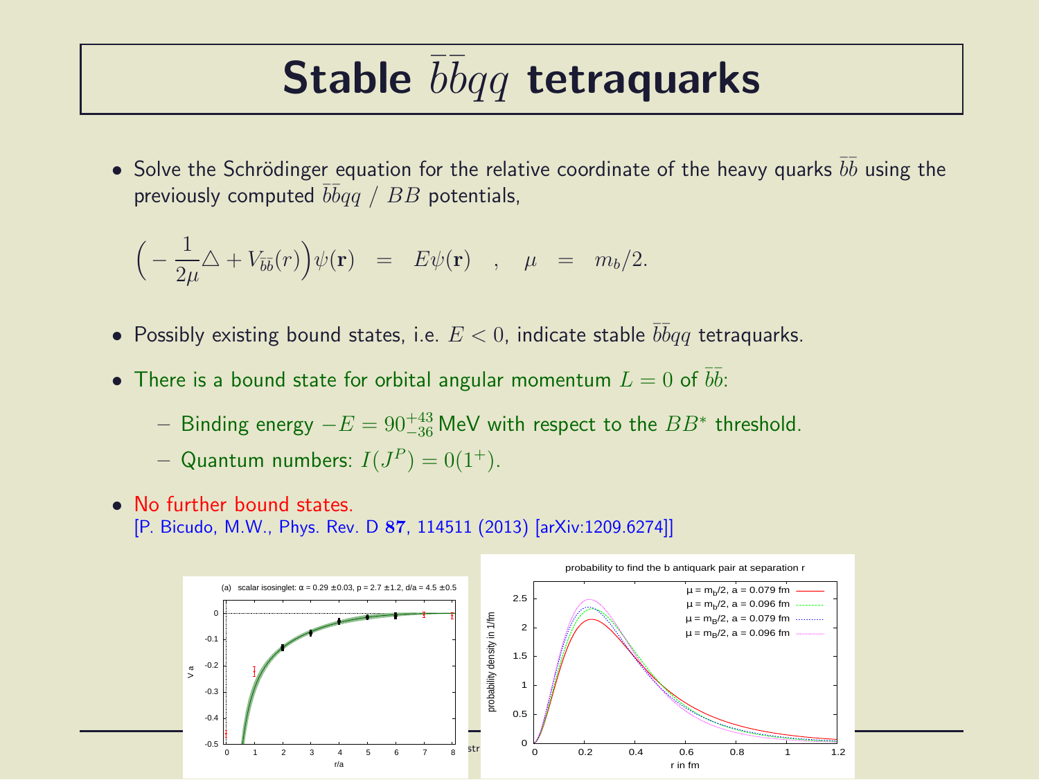# Stable $\bar{b}\bar{b}qq$ tetraquarks

- Solve the Schrödinger equation for the relative coordinate of the heavy quarks $\bar{b}\bar{b}$ using the previously computed $\bar{b}\bar{b}qq$ / $BB$ potentials,

$$\left(-\frac{1}{2\mu}\triangle + V_{\bar{b}\bar{b}}(r)\right)\psi(\mathbf{r}) \quad = \quad E\psi(\mathbf{r}) \quad , \quad \mu \quad = \quad m_b/2.$$

- Possibly existing bound states, i.e. $E < 0$, indicate stable $\bar{b}\bar{b}qq$ tetraquarks.
- There is a bound state for orbital angular momentum $L = 0$ of $\bar{b}\bar{b}$:
  - Binding energy $-E = 90^{+43}_{-36}$ MeV with respect to the $BB^*$ threshold.
  - Quantum numbers: $I(J^P) = 0(1^+)$.
- No further bound states.
  [P. Bicudo, M.W., Phys. Rev. D **87**, 114511 (2013) [arXiv:1209.6274]]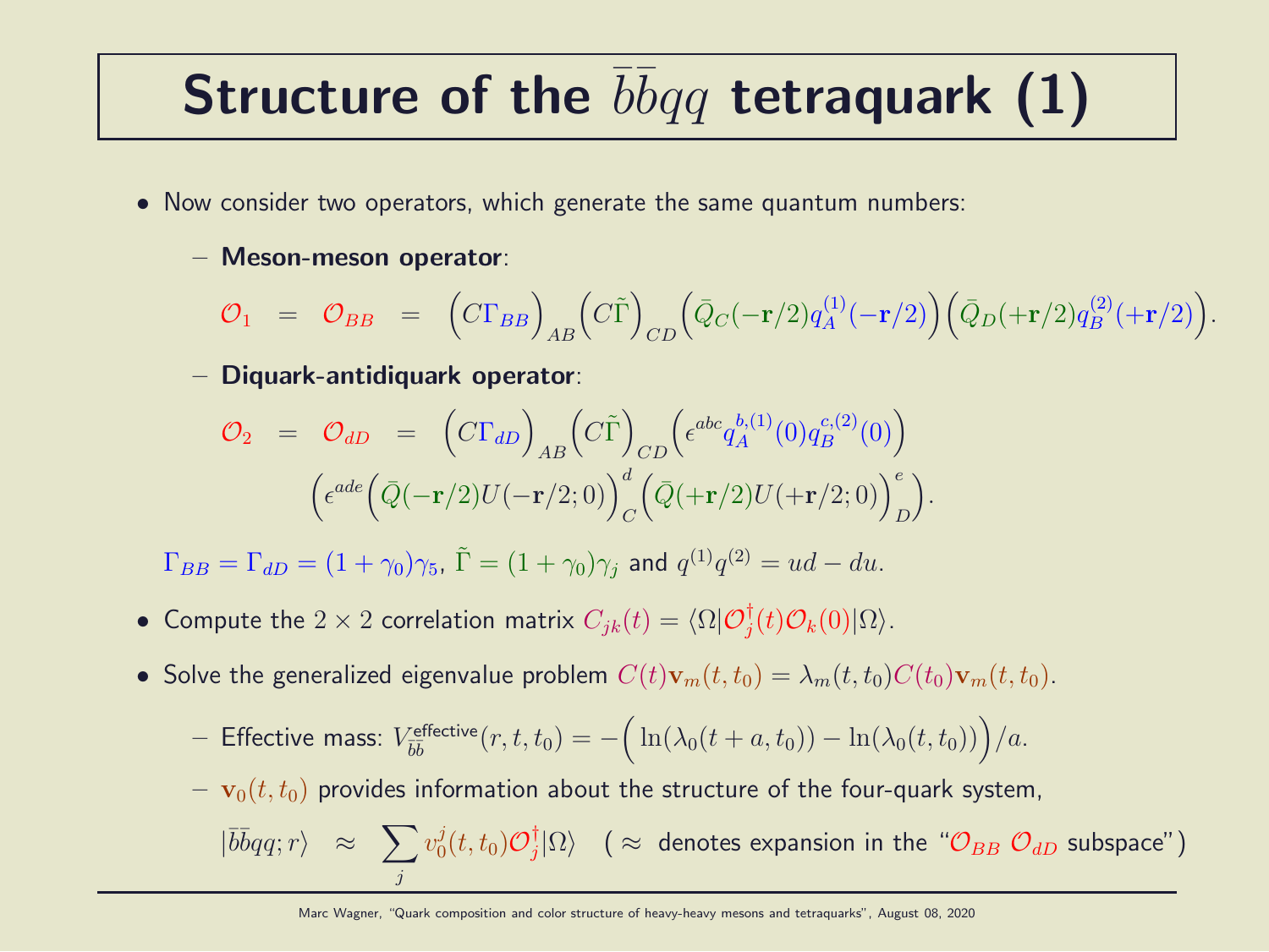# Structure of the $\bar{b}\bar{b}qq$ tetraquark (1)

- Now consider two operators, which generate the same quantum numbers:
  - **Meson-meson operator**:

$$\mathcal{O}_1 \; = \; \mathcal{O}_{BB} \; = \; \Big(C\Gamma_{BB}\Big)_{AB}\Big(C\tilde{\Gamma}\Big)_{CD}\Big(\bar{Q}_C(-\mathbf{r}/2)q_A^{(1)}(-\mathbf{r}/2)\Big)\Big(\bar{Q}_D(+\mathbf{r}/2)q_B^{(2)}(+\mathbf{r}/2)\Big).$$

  - **Diquark-antidiquark operator**:

$$\mathcal{O}_2 \; = \; \mathcal{O}_{dD} \; = \; \Big(C\Gamma_{dD}\Big)_{AB}\Big(C\tilde{\Gamma}\Big)_{CD}\Big(\epsilon^{abc}q_A^{b,(1)}(0)q_B^{c,(2)}(0)\Big)$$
$$\Big(\epsilon^{ade}\Big(\bar{Q}(-\mathbf{r}/2)U(-\mathbf{r}/2;0)\Big)_C^d\Big(\bar{Q}(+\mathbf{r}/2)U(+\mathbf{r}/2;0)\Big)_D^e\Big).$$

  $\Gamma_{BB} = \Gamma_{dD} = (1+\gamma_0)\gamma_5$, $\tilde{\Gamma} = (1+\gamma_0)\gamma_j$ and $q^{(1)}q^{(2)} = ud - du$.

- Compute the $2\times 2$ correlation matrix $C_{jk}(t) = \langle\Omega|\mathcal{O}_j^\dagger(t)\mathcal{O}_k(0)|\Omega\rangle$.
- Solve the generalized eigenvalue problem $C(t)\mathbf{v}_m(t,t_0) = \lambda_m(t,t_0)C(t_0)\mathbf{v}_m(t,t_0)$.
  - Effective mass: $V_{\bar{b}\bar{b}}^{\text{effective}}(r,t,t_0) = -\Big(\ln(\lambda_0(t+a,t_0)) - \ln(\lambda_0(t,t_0))\Big)/a$.
  - $\mathbf{v}_0(t,t_0)$ provides information about the structure of the four-quark system,

    $$|\bar{b}\bar{b}qq;r\rangle \;\; \approx \;\; \sum_j v_0^j(t,t_0)\mathcal{O}_j^\dagger|\Omega\rangle$$ ( $\approx$ denotes expansion in the "$\mathcal{O}_{BB}$ $\mathcal{O}_{dD}$ subspace")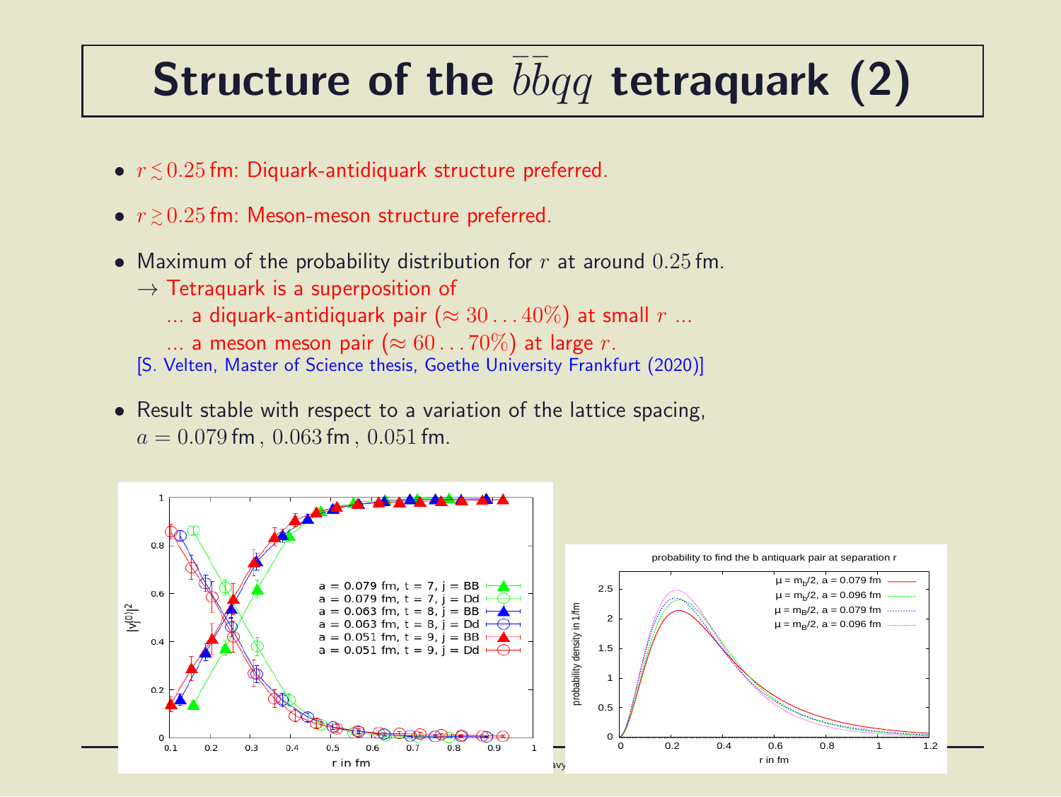# Structure of the $\bar{b}\bar{b}qq$ tetraquark (2)

- $r \lesssim 0.25$ fm: Diquark-antidiquark structure preferred.
- $r \gtrsim 0.25$ fm: Meson-meson structure preferred.
- Maximum of the probability distribution for $r$ at around $0.25$ fm.
  $\rightarrow$ Tetraquark is a superposition of
  ... a diquark-antidiquark pair ($\approx 30 \ldots 40\%$) at small $r$ ...
  ... a meson meson pair ($\approx 60 \ldots 70\%$) at large $r$.
  [S. Velten, Master of Science thesis, Goethe University Frankfurt (2020)]
- Result stable with respect to a variation of the lattice spacing, $a = 0.079$ fm, $0.063$ fm, $0.051$ fm.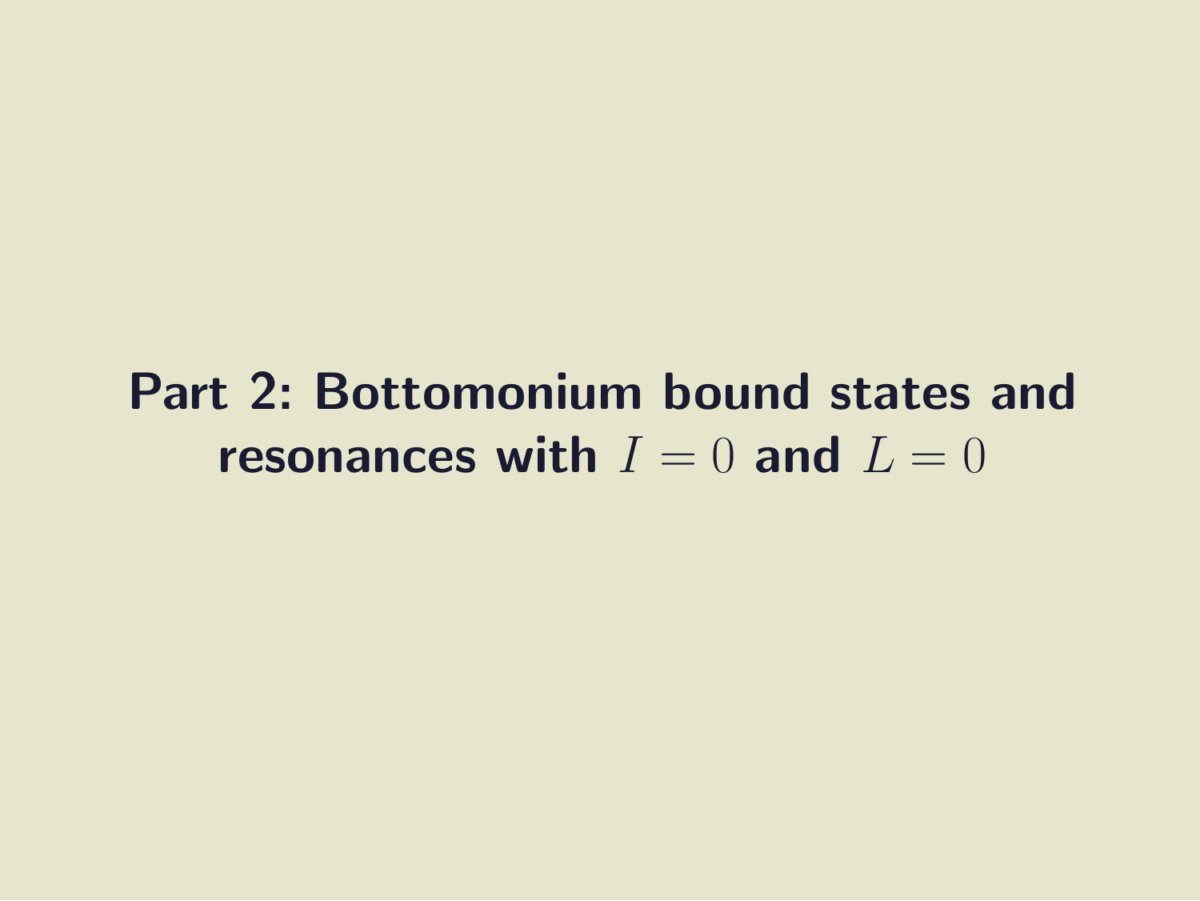# Part 2: Bottomonium bound states and resonances with $I = 0$ and $L = 0$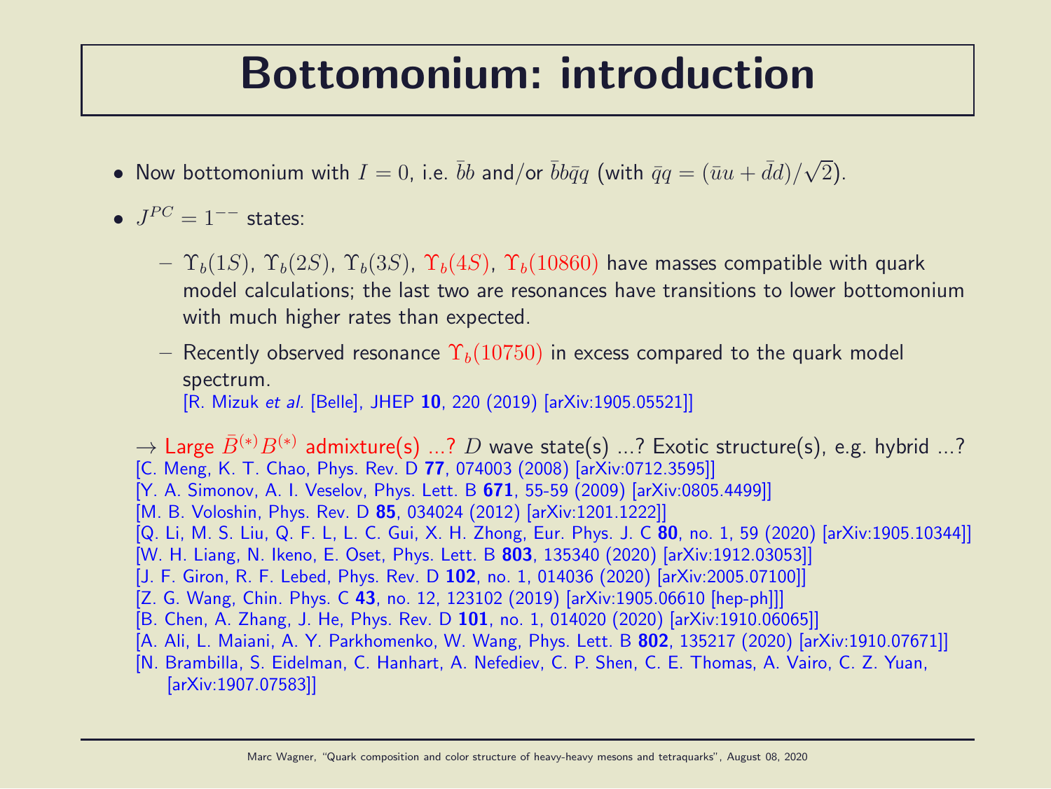# Bottomonium: introduction

- Now bottomonium with $I = 0$, i.e. $\bar{b}b$ and/or $\bar{b}b\bar{q}q$ (with $\bar{q}q = (\bar{u}u + \bar{d}d)/\sqrt{2}$).
- $J^{PC} = 1^{--}$ states:
  - $\Upsilon_b(1S)$, $\Upsilon_b(2S)$, $\Upsilon_b(3S)$, $\Upsilon_b(4S)$, $\Upsilon_b(10860)$ have masses compatible with quark model calculations; the last two are resonances have transitions to lower bottomonium with much higher rates than expected.
  - Recently observed resonance $\Upsilon_b(10750)$ in excess compared to the quark model spectrum.
    [R. Mizuk *et al.* [Belle], JHEP **10**, 220 (2019) [arXiv:1905.05521]]

$\rightarrow$ Large $\bar{B}^{(*)}B^{(*)}$ admixture(s) ...? $D$ wave state(s) ...? Exotic structure(s), e.g. hybrid ...?

[C. Meng, K. T. Chao, Phys. Rev. D **77**, 074003 (2008) [arXiv:0712.3595]]
[Y. A. Simonov, A. I. Veselov, Phys. Lett. B **671**, 55-59 (2009) [arXiv:0805.4499]]
[M. B. Voloshin, Phys. Rev. D **85**, 034024 (2012) [arXiv:1201.1222]]
[Q. Li, M. S. Liu, Q. F. L, L. C. Gui, X. H. Zhong, Eur. Phys. J. C **80**, no. 1, 59 (2020) [arXiv:1905.10344]]
[W. H. Liang, N. Ikeno, E. Oset, Phys. Lett. B **803**, 135340 (2020) [arXiv:1912.03053]]
[J. F. Giron, R. F. Lebed, Phys. Rev. D **102**, no. 1, 014036 (2020) [arXiv:2005.07100]]
[Z. G. Wang, Chin. Phys. C **43**, no. 12, 123102 (2019) [arXiv:1905.06610 [hep-ph]]]
[B. Chen, A. Zhang, J. He, Phys. Rev. D **101**, no. 1, 014020 (2020) [arXiv:1910.06065]]
[A. Ali, L. Maiani, A. Y. Parkhomenko, W. Wang, Phys. Lett. B **802**, 135217 (2020) [arXiv:1910.07671]]
[N. Brambilla, S. Eidelman, C. Hanhart, A. Nefediev, C. P. Shen, C. E. Thomas, A. Vairo, C. Z. Yuan, [arXiv:1907.07583]]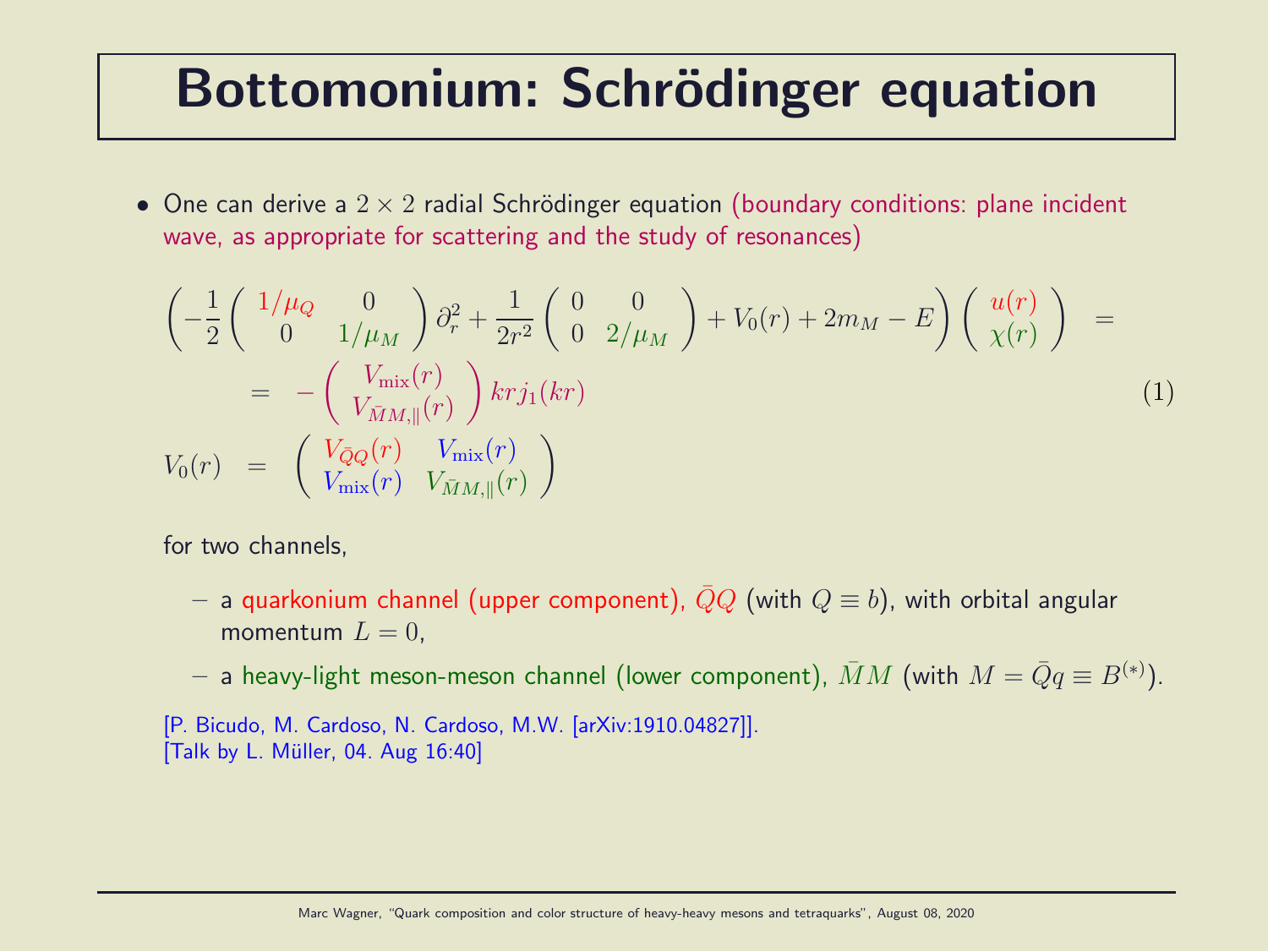# Bottomonium: Schrödinger equation

- One can derive a $2 \times 2$ radial Schrödinger equation (boundary conditions: plane incident wave, as appropriate for scattering and the study of resonances)

$$
\begin{aligned}
\left(-\frac{1}{2}\begin{pmatrix} 1/\mu_Q & 0 \\ 0 & 1/\mu_M \end{pmatrix}\partial_r^2 + \frac{1}{2r^2}\begin{pmatrix} 0 & 0 \\ 0 & 2/\mu_M \end{pmatrix} + V_0(r) + 2m_M - E\right)\begin{pmatrix} u(r) \\ \chi(r) \end{pmatrix} & = \\
= -\begin{pmatrix} V_{\mathrm{mix}}(r) \\ V_{\bar{M}M,\parallel}(r) \end{pmatrix} k r j_1(kr) & \qquad (1)
\end{aligned}
$$

$$
V_0(r) = \begin{pmatrix} V_{\bar{Q}Q}(r) & V_{\mathrm{mix}}(r) \\ V_{\mathrm{mix}}(r) & V_{\bar{M}M,\parallel}(r) \end{pmatrix}
$$

for two channels,

- a quarkonium channel (upper component), $\bar{Q}Q$ (with $Q \equiv b$), with orbital angular momentum $L = 0$,
- a heavy-light meson-meson channel (lower component), $\bar{M}M$ (with $M = \bar{Q}q \equiv B^{(*)}$).

[P. Bicudo, M. Cardoso, N. Cardoso, M.W. [arXiv:1910.04827]].
[Talk by L. Müller, 04. Aug 16:40]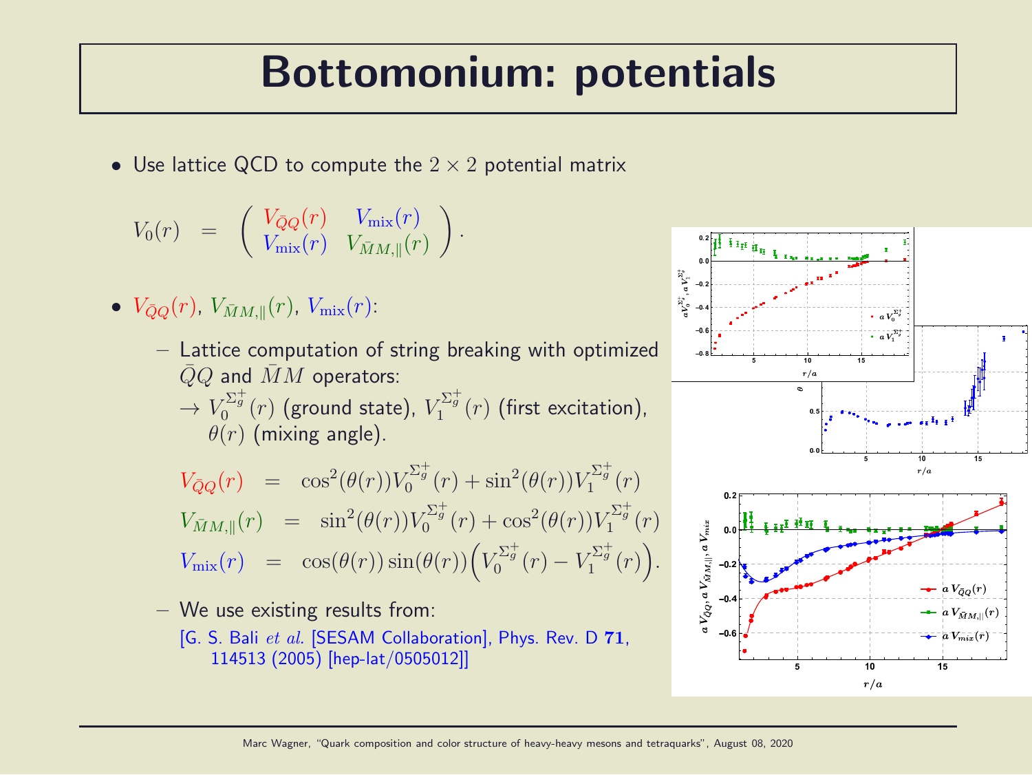# Bottomonium: potentials

- Use lattice QCD to compute the $2 \times 2$ potential matrix

$$V_0(r) = \begin{pmatrix} V_{\bar{Q}Q}(r) & V_{\text{mix}}(r) \\ V_{\text{mix}}(r) & V_{\bar{M}M,\parallel}(r) \end{pmatrix}.$$

- $V_{\bar{Q}Q}(r)$, $V_{\bar{M}M,\parallel}(r)$, $V_{\text{mix}}(r)$:
  - Lattice computation of string breaking with optimized $\bar{Q}Q$ and $\bar{M}M$ operators:
    $\rightarrow V_0^{\Sigma_g^+}(r)$ (ground state), $V_1^{\Sigma_g^+}(r)$ (first excitation), $\theta(r)$ (mixing angle).

$$V_{\bar{Q}Q}(r) = \cos^2(\theta(r))V_0^{\Sigma_g^+}(r) + \sin^2(\theta(r))V_1^{\Sigma_g^+}(r)$$

$$V_{\bar{M}M,\parallel}(r) = \sin^2(\theta(r))V_0^{\Sigma_g^+}(r) + \cos^2(\theta(r))V_1^{\Sigma_g^+}(r)$$

$$V_{\text{mix}}(r) = \cos(\theta(r))\sin(\theta(r))\Big(V_0^{\Sigma_g^+}(r) - V_1^{\Sigma_g^+}(r)\Big).$$

  - We use existing results from:
    [G. S. Bali *et al.* [SESAM Collaboration], Phys. Rev. D **71**, 114513 (2005) [hep-lat/0505012]]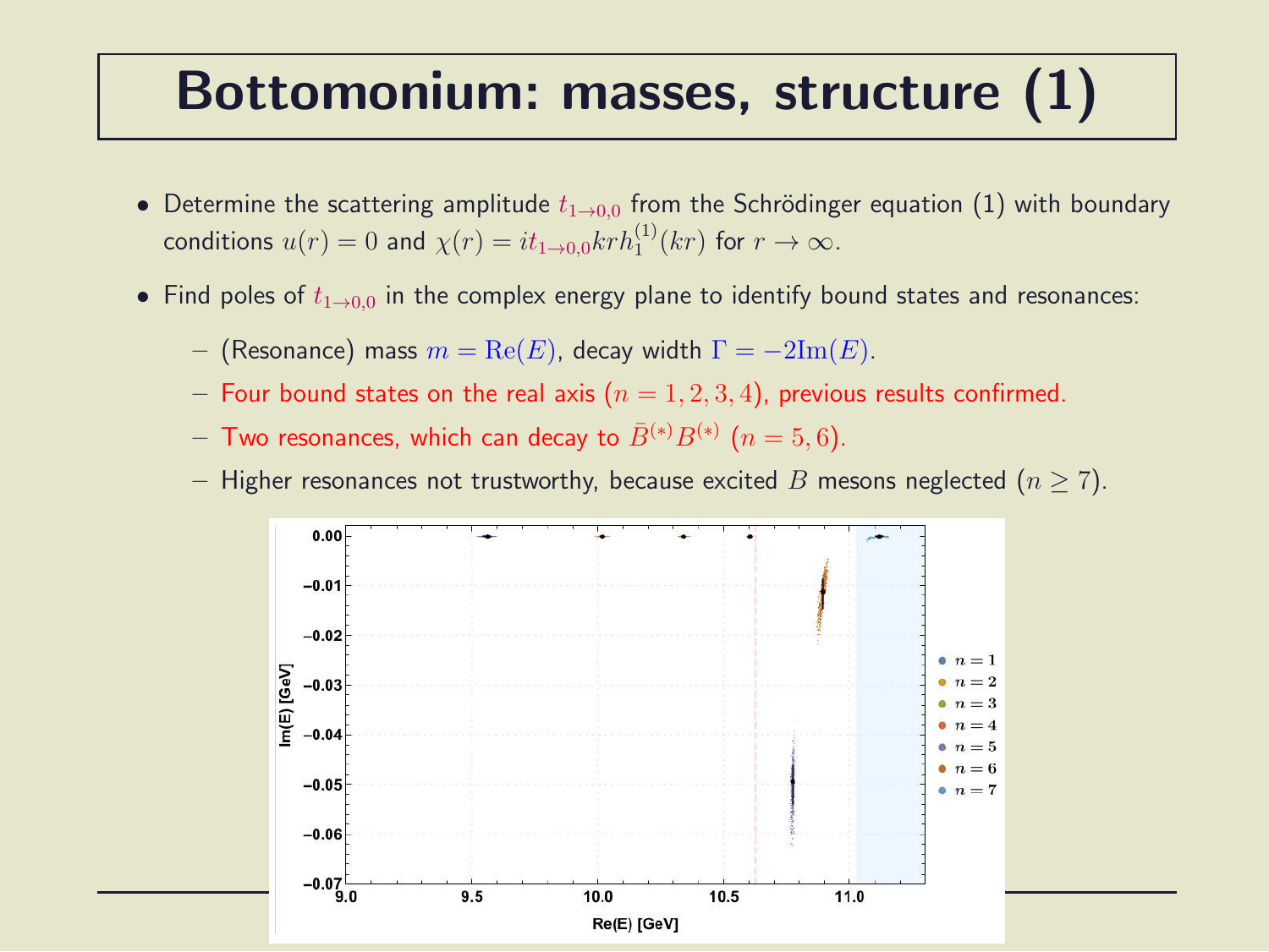# Bottomonium: masses, structure (1)

- Determine the scattering amplitude $t_{1\to 0,0}$ from the Schrödinger equation (1) with boundary conditions $u(r) = 0$ and $\chi(r) = it_{1\to 0,0}krh_1^{(1)}(kr)$ for $r \to \infty$.
- Find poles of $t_{1\to 0,0}$ in the complex energy plane to identify bound states and resonances:
  - (Resonance) mass $m = \mathrm{Re}(E)$, decay width $\Gamma = -2\mathrm{Im}(E)$.
  - Four bound states on the real axis ($n = 1, 2, 3, 4$), previous results confirmed.
  - Two resonances, which can decay to $\bar{B}^{(*)}B^{(*)}$ ($n = 5, 6$).
  - Higher resonances not trustworthy, because excited $B$ mesons neglected ($n \geq 7$).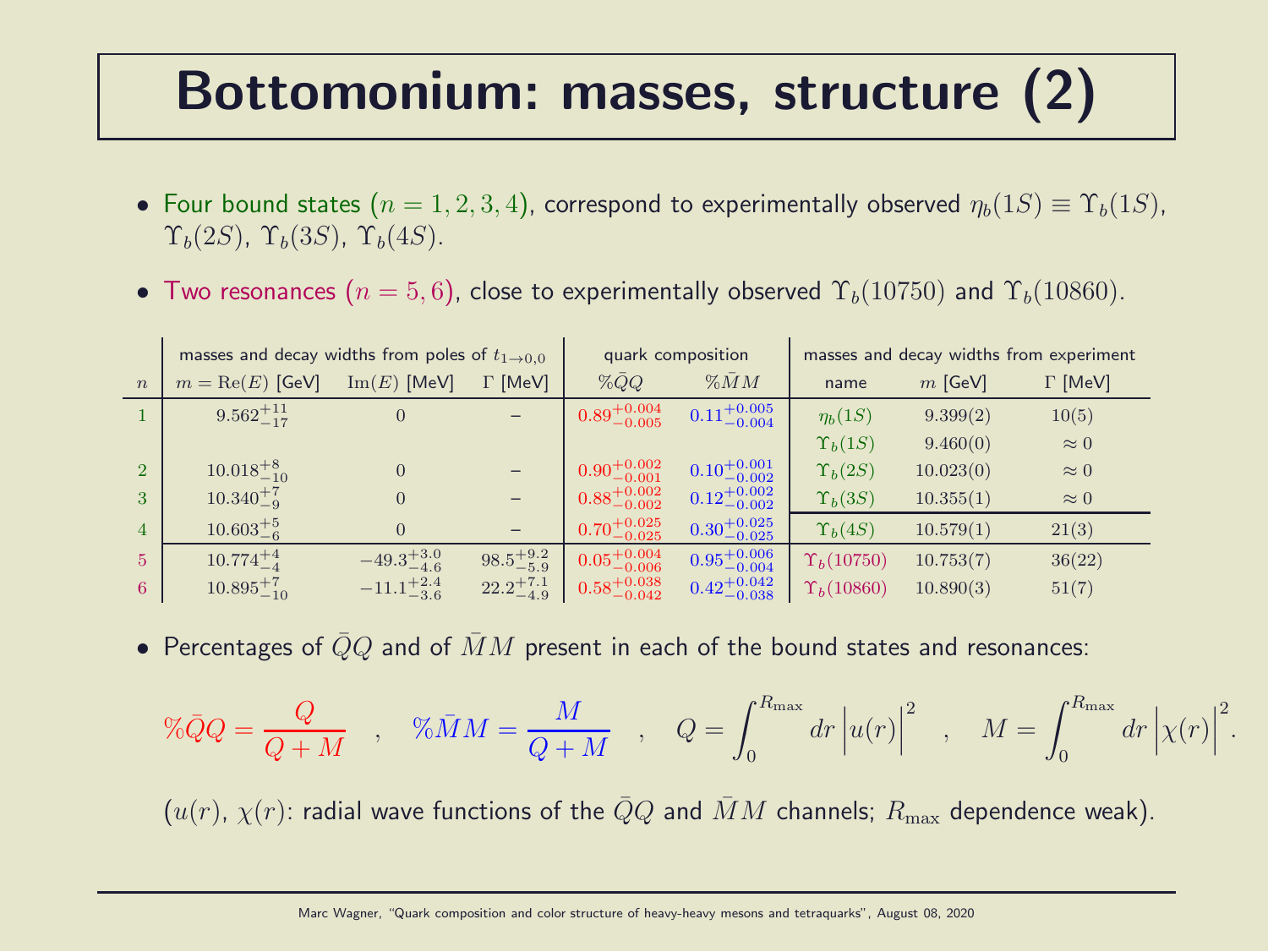# Bottomonium: masses, structure (2)

- Four bound states ($n = 1, 2, 3, 4$), correspond to experimentally observed $\eta_b(1S) \equiv \Upsilon_b(1S)$, $\Upsilon_b(2S)$, $\Upsilon_b(3S)$, $\Upsilon_b(4S)$.
- Two resonances ($n = 5, 6$), close to experimentally observed $\Upsilon_b(10750)$ and $\Upsilon_b(10860)$.

| | masses and decay widths from poles of $t_{1\to 0,0}$ | | | quark composition | | masses and decay widths from experiment | | |
|---|---|---|---|---|---|---|---|---|
| $n$ | $m = \mathrm{Re}(E)$ [GeV] | $\mathrm{Im}(E)$ [MeV] | $\Gamma$ [MeV] | $\%\bar{Q}Q$ | $\%\bar{M}M$ | name | $m$ [GeV] | $\Gamma$ [MeV] |
| 1 | $9.562^{+11}_{-17}$ | $0$ | – | $0.89^{+0.004}_{-0.005}$ | $0.11^{+0.005}_{-0.004}$ | $\eta_b(1S)$ | $9.399(2)$ | $10(5)$ |
| | | | | | | $\Upsilon_b(1S)$ | $9.460(0)$ | $\approx 0$ |
| 2 | $10.018^{+8}_{-10}$ | $0$ | – | $0.90^{+0.002}_{-0.001}$ | $0.10^{+0.001}_{-0.002}$ | $\Upsilon_b(2S)$ | $10.023(0)$ | $\approx 0$ |
| 3 | $10.340^{+7}_{-9}$ | $0$ | – | $0.88^{+0.002}_{-0.002}$ | $0.12^{+0.002}_{-0.002}$ | $\Upsilon_b(3S)$ | $10.355(1)$ | $\approx 0$ |
| 4 | $10.603^{+5}_{-6}$ | $0$ | – | $0.70^{+0.025}_{-0.025}$ | $0.30^{+0.025}_{-0.025}$ | $\Upsilon_b(4S)$ | $10.579(1)$ | $21(3)$ |
| 5 | $10.774^{+4}_{-4}$ | $-49.3^{+3.0}_{-4.6}$ | $98.5^{+9.2}_{-5.9}$ | $0.05^{+0.004}_{-0.006}$ | $0.95^{+0.006}_{-0.004}$ | $\Upsilon_b(10750)$ | $10.753(7)$ | $36(22)$ |
| 6 | $10.895^{+7}_{-10}$ | $-11.1^{+2.4}_{-3.6}$ | $22.2^{+7.1}_{-4.9}$ | $0.58^{+0.038}_{-0.042}$ | $0.42^{+0.042}_{-0.038}$ | $\Upsilon_b(10860)$ | $10.890(3)$ | $51(7)$ |

- Percentages of $\bar{Q}Q$ and of $\bar{M}M$ present in each of the bound states and resonances:

$$\%\bar{Q}Q = \frac{Q}{Q+M} \quad , \quad \%\bar{M}M = \frac{M}{Q+M} \quad , \quad Q = \int_0^{R_\mathrm{max}} dr \left|u(r)\right|^2 \quad , \quad M = \int_0^{R_\mathrm{max}} dr \left|\chi(r)\right|^2 .$$

($u(r)$, $\chi(r)$: radial wave functions of the $\bar{Q}Q$ and $\bar{M}M$ channels; $R_\mathrm{max}$ dependence weak).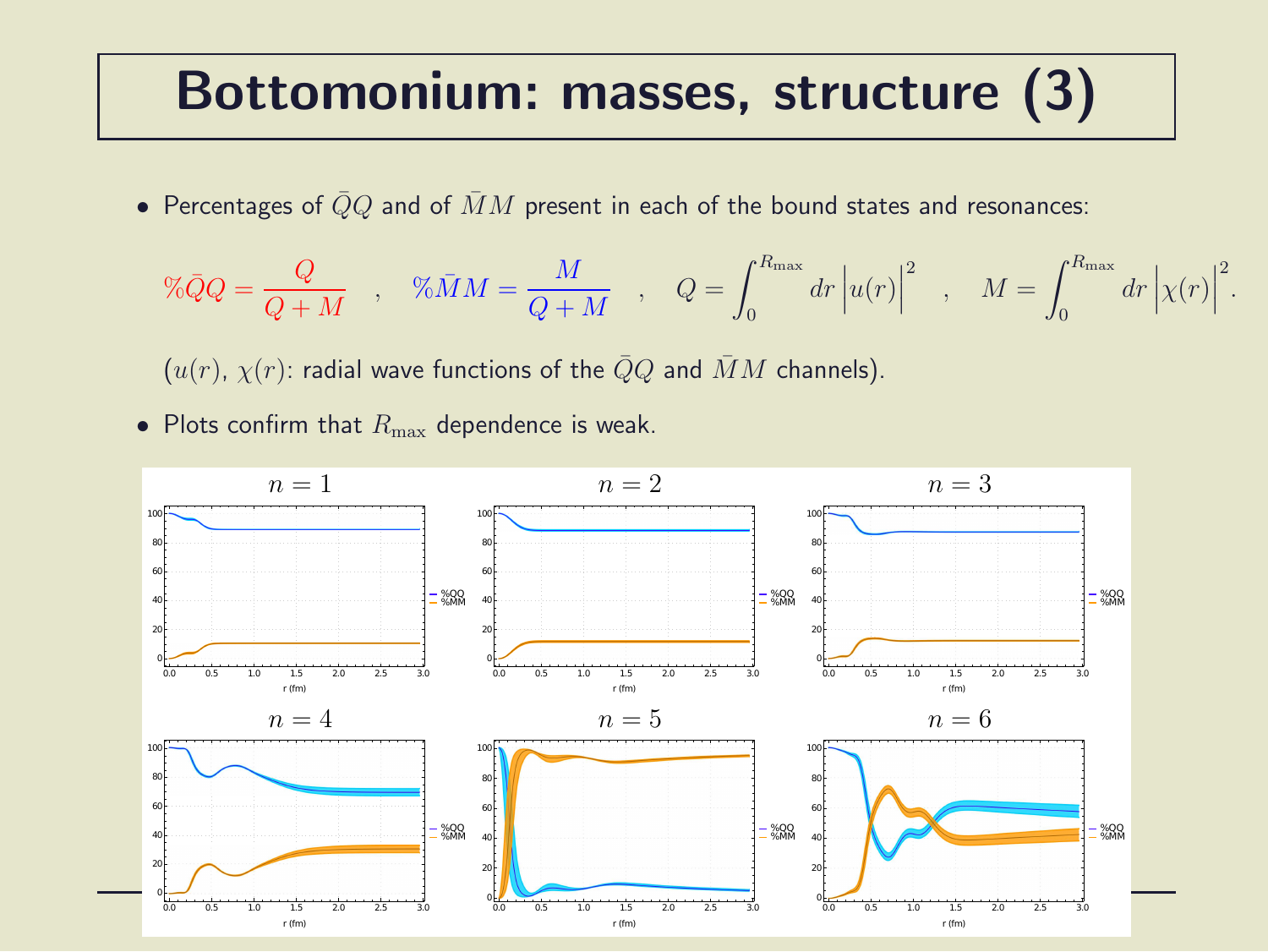# Bottomonium: masses, structure (3)

- Percentages of $\bar{Q}Q$ and of $\bar{M}M$ present in each of the bound states and resonances:

$$\%\bar{Q}Q = \frac{Q}{Q+M} \quad , \quad \%\bar{M}M = \frac{M}{Q+M} \quad , \quad Q = \int_0^{R_{\max}} dr \left|u(r)\right|^2 \quad , \quad M = \int_0^{R_{\max}} dr \left|\chi(r)\right|^2.$$

  ($u(r)$, $\chi(r)$: radial wave functions of the $\bar{Q}Q$ and $\bar{M}M$ channels).

- Plots confirm that $R_{\max}$ dependence is weak.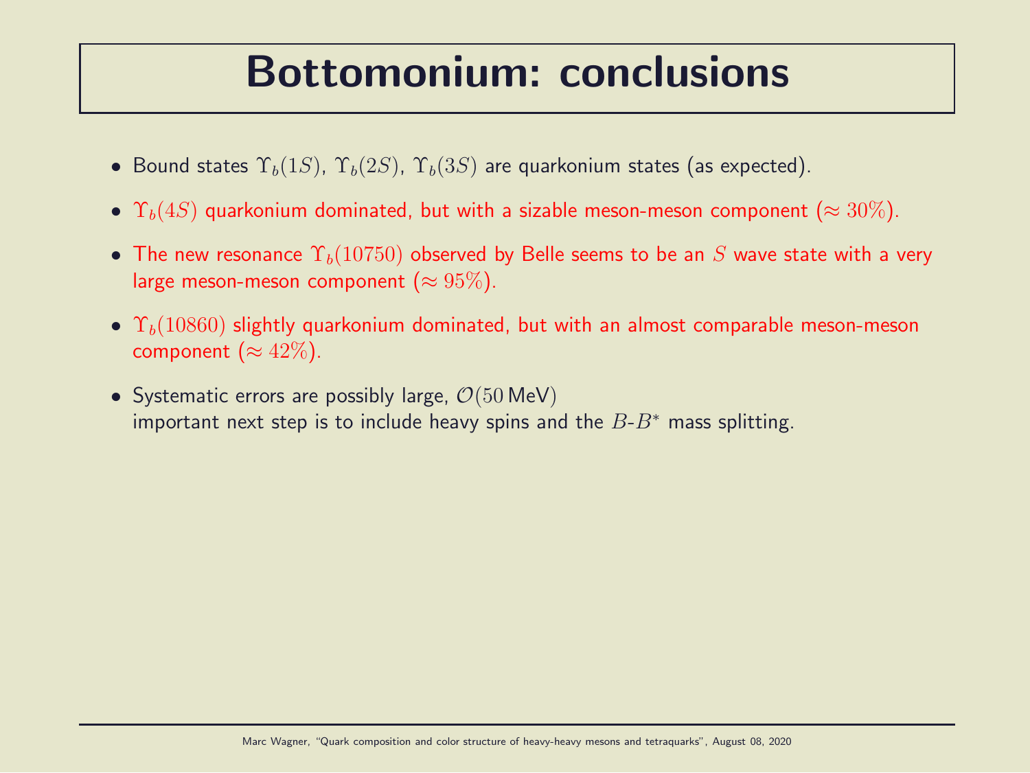# Bottomonium: conclusions

- Bound states $\Upsilon_b(1S)$, $\Upsilon_b(2S)$, $\Upsilon_b(3S)$ are quarkonium states (as expected).
- $\Upsilon_b(4S)$ quarkonium dominated, but with a sizable meson-meson component ($\approx 30\%$).
- The new resonance $\Upsilon_b(10750)$ observed by Belle seems to be an $S$ wave state with a very large meson-meson component ($\approx 95\%$).
- $\Upsilon_b(10860)$ slightly quarkonium dominated, but with an almost comparable meson-meson component ($\approx 42\%$).
- Systematic errors are possibly large, $\mathcal{O}(50\,\text{MeV})$  
  important next step is to include heavy spins and the $B$-$B^*$ mass splitting.